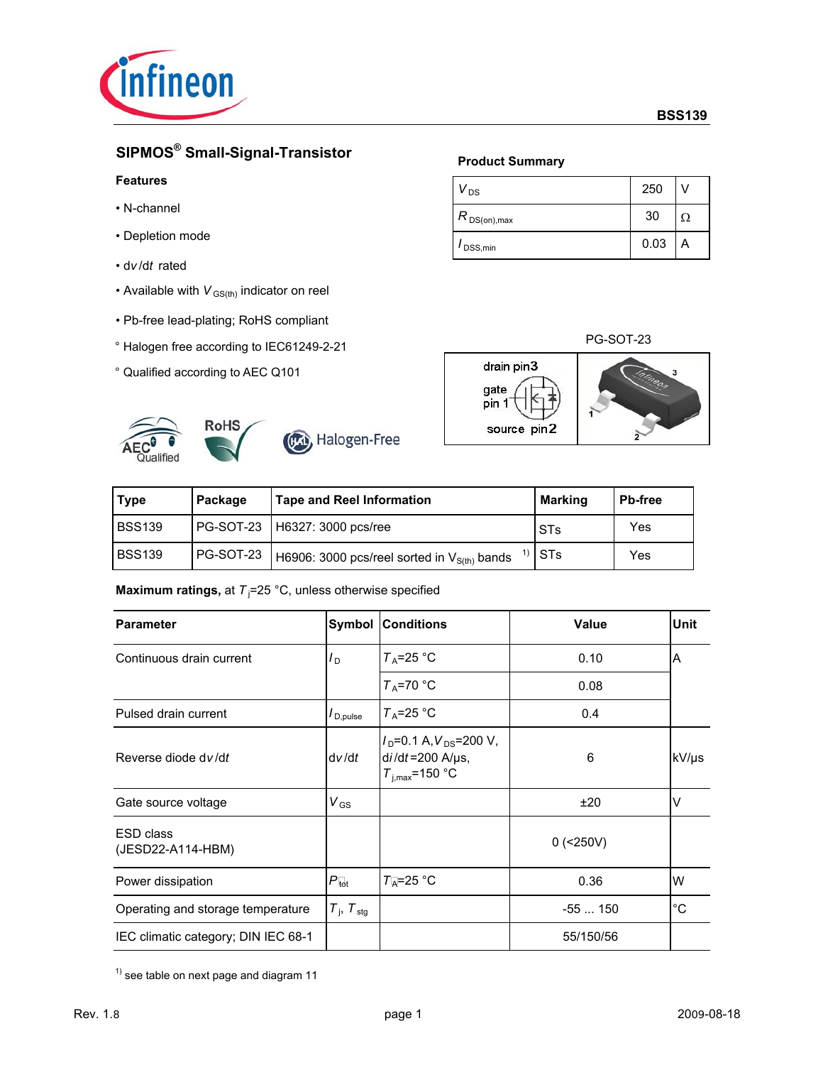BSS139

## SIPMOS® Small-Signal-Transistor

**Features**

- N-channel
- Depletion mode
- dv/dt rated
- Available with $V_{GS(th)}$ indicator on reel
- Pb-free lead-plating; RoHS compliant
- ° Halogen free according to IEC61249-2-21
- ° Qualified according to AEC Q101

**Product Summary**

| | | |
|---|---|---|
| $V_{DS}$ | 250 | V |
| $R_{DS(on),max}$ | 30 | Ω |
| $I_{DSS,min}$ | 0.03 | A |

PG-SOT-23

drain pin3, gate pin 1, source pin2

| Type | Package | Tape and Reel Information | Marking | Pb-free |
|---|---|---|---|---|
| BSS139 | PG-SOT-23 | H6327: 3000 pcs/ree | STs | Yes |
| BSS139 | PG-SOT-23 | H6906: 3000 pcs/reel sorted in $V_{S(th)}$ bands [1)] | STs | Yes |

**Maximum ratings,** at $T_j$=25 °C, unless otherwise specified

| Parameter | Symbol | Conditions | Value | Unit |
|---|---|---|---|---|
| Continuous drain current | $I_D$ | $T_A$=25 °C | 0.10 | A |
| | | $T_A$=70 °C | 0.08 | |
| Pulsed drain current | $I_{D,pulse}$ | $T_A$=25 °C | 0.4 | |
| Reverse diode dv/dt | dv/dt | $I_D$=0.1 A, $V_{DS}$=200 V, di/dt=200 A/µs, $T_{j,max}$=150 °C | 6 | kV/µs |
| Gate source voltage | $V_{GS}$ | | ±20 | V |
| ESD class (JESD22-A114-HBM) | | | 0 (<250V) | |
| Power dissipation | $P_{tot}$ | $T_A$=25 °C | 0.36 | W |
| Operating and storage temperature | $T_j$, $T_{stg}$ | | -55 ... 150 | °C |
| IEC climatic category; DIN IEC 68-1 | | | 55/150/56 | |

[1)] see table on next page and diagram 11

Rev. 1.8 2009-08-18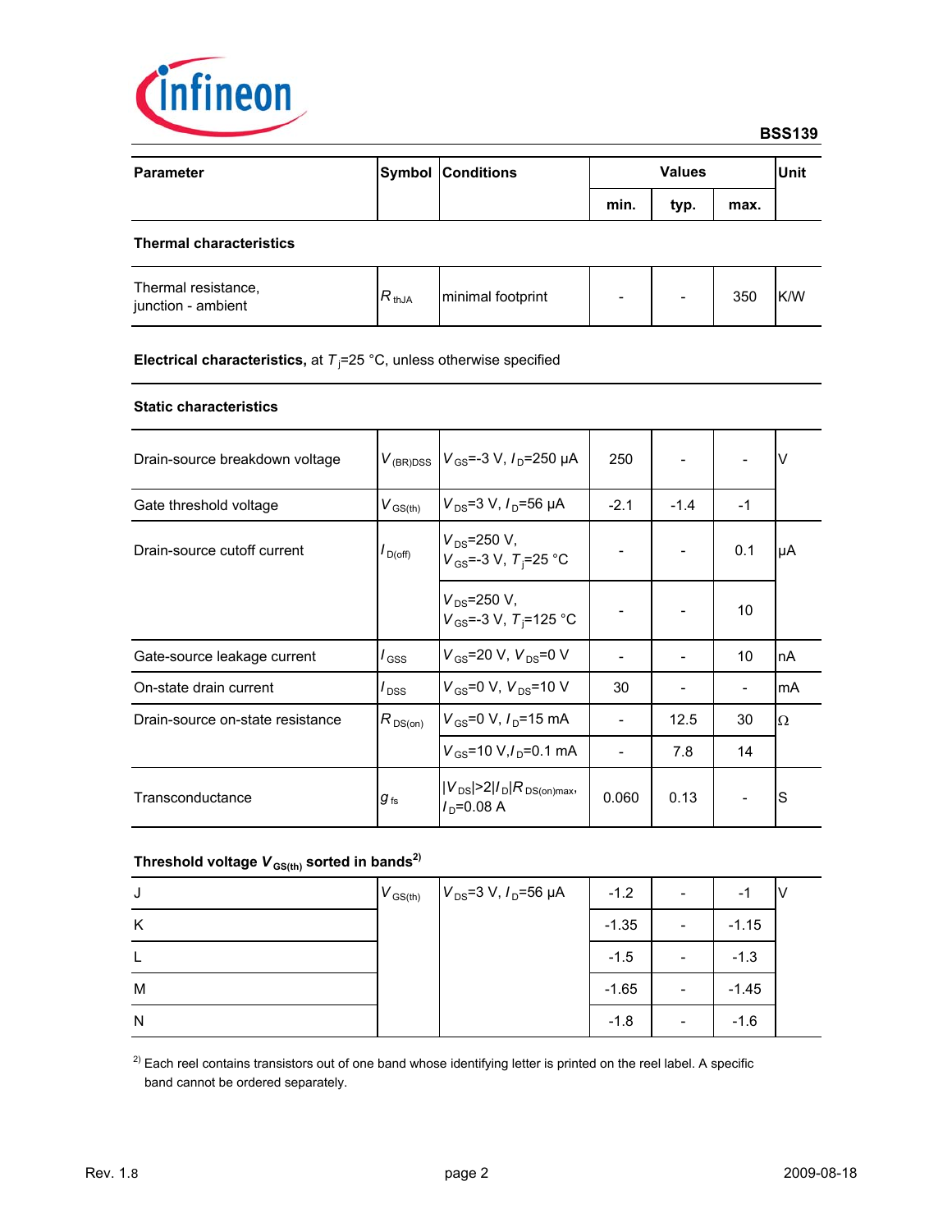| Parameter | Symbol | Conditions | Values | | | Unit |
|---|---|---|---|---|---|---|
| | | | min. | typ. | max. | |
| **Thermal characteristics** | | | | | | |
| Thermal resistance, junction - ambient | $R_{thJA}$ | minimal footprint | - | - | 350 | K/W |

**Electrical characteristics,** at $T_j$=25 °C, unless otherwise specified

| Parameter | Symbol | Conditions | min. | typ. | max. | Unit |
|---|---|---|---|---|---|---|
| **Static characteristics** | | | | | | |
| Drain-source breakdown voltage | $V_{(BR)DSS}$ | $V_{GS}$=-3 V, $I_D$=250 µA | 250 | - | - | V |
| Gate threshold voltage | $V_{GS(th)}$ | $V_{DS}$=3 V, $I_D$=56 µA | -2.1 | -1.4 | -1 | |
| Drain-source cutoff current | $I_{D(off)}$ | $V_{DS}$=250 V, $V_{GS}$=-3 V, $T_j$=25 °C | - | - | 0.1 | µA |
| | | $V_{DS}$=250 V, $V_{GS}$=-3 V, $T_j$=125 °C | - | - | 10 | |
| Gate-source leakage current | $I_{GSS}$ | $V_{GS}$=20 V, $V_{DS}$=0 V | - | - | 10 | nA |
| On-state drain current | $I_{DSS}$ | $V_{GS}$=0 V, $V_{DS}$=10 V | 30 | - | - | mA |
| Drain-source on-state resistance | $R_{DS(on)}$ | $V_{GS}$=0 V, $I_D$=15 mA | - | 12.5 | 30 | Ω |
| | | $V_{GS}$=10 V, $I_D$=0.1 mA | - | 7.8 | 14 | |
| Transconductance | $g_{fs}$ | $\lvert V_{DS}\rvert>2\lvert I_D\rvert R_{DS(on)max}$, $I_D$=0.08 A | 0.060 | 0.13 | - | S |

**Threshold voltage $V_{GS(th)}$ sorted in bands**[2)]

| Band | Symbol | Conditions | min. | typ. | max. | Unit |
|---|---|---|---|---|---|---|
| J | $V_{GS(th)}$ | $V_{DS}$=3 V, $I_D$=56 µA | -1.2 | - | -1 | V |
| K | | | -1.35 | - | -1.15 | |
| L | | | -1.5 | - | -1.3 | |
| M | | | -1.65 | - | -1.45 | |
| N | | | -1.8 | - | -1.6 | |

[2)] Each reel contains transistors out of one band whose identifying letter is printed on the reel label. A specific band cannot be ordered separately.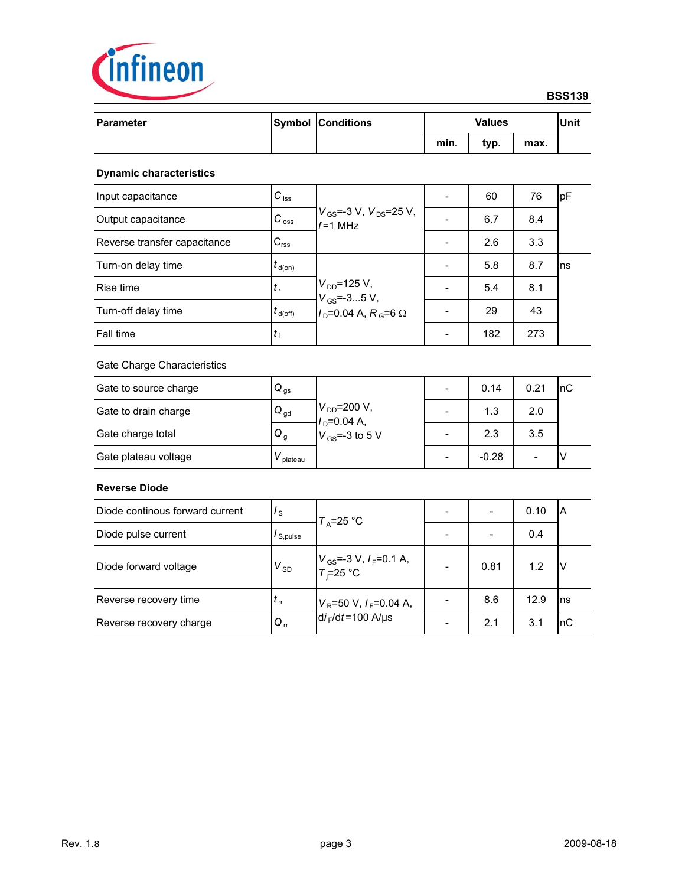| Parameter | Symbol | Conditions | Values | | | Unit |
|---|---|---|---|---|---|---|
| | | | min. | typ. | max. | |
| **Dynamic characteristics** | | | | | | |
| Input capacitance | $C_{iss}$ | $V_{GS}$=-3 V, $V_{DS}$=25 V, $f$=1 MHz | - | 60 | 76 | pF |
| Output capacitance | $C_{oss}$ | | - | 6.7 | 8.4 | |
| Reverse transfer capacitance | $C_{rss}$ | | - | 2.6 | 3.3 | |
| Turn-on delay time | $t_{d(on)}$ | $V_{DD}$=125 V, $V_{GS}$=-3...5 V, $I_D$=0.04 A, $R_G$=6 Ω | - | 5.8 | 8.7 | ns |
| Rise time | $t_r$ | | - | 5.4 | 8.1 | |
| Turn-off delay time | $t_{d(off)}$ | | - | 29 | 43 | |
| Fall time | $t_f$ | | - | 182 | 273 | |
| Gate Charge Characteristics | | | | | | |
| Gate to source charge | $Q_{gs}$ | $V_{DD}$=200 V, $I_D$=0.04 A, $V_{GS}$=-3 to 5 V | - | 0.14 | 0.21 | nC |
| Gate to drain charge | $Q_{gd}$ | | - | 1.3 | 2.0 | |
| Gate charge total | $Q_g$ | | - | 2.3 | 3.5 | |
| Gate plateau voltage | $V_{plateau}$ | | - | -0.28 | - | V |
| **Reverse Diode** | | | | | | |
| Diode continous forward current | $I_S$ | $T_A$=25 °C | - | - | 0.10 | A |
| Diode pulse current | $I_{S,pulse}$ | | - | - | 0.4 | |
| Diode forward voltage | $V_{SD}$ | $V_{GS}$=-3 V, $I_F$=0.1 A, $T_j$=25 °C | - | 0.81 | 1.2 | V |
| Reverse recovery time | $t_{rr}$ | $V_R$=50 V, $I_F$=0.04 A, $di_F/dt$=100 A/µs | - | 8.6 | 12.9 | ns |
| Reverse recovery charge | $Q_{rr}$ | | - | 2.1 | 3.1 | nC |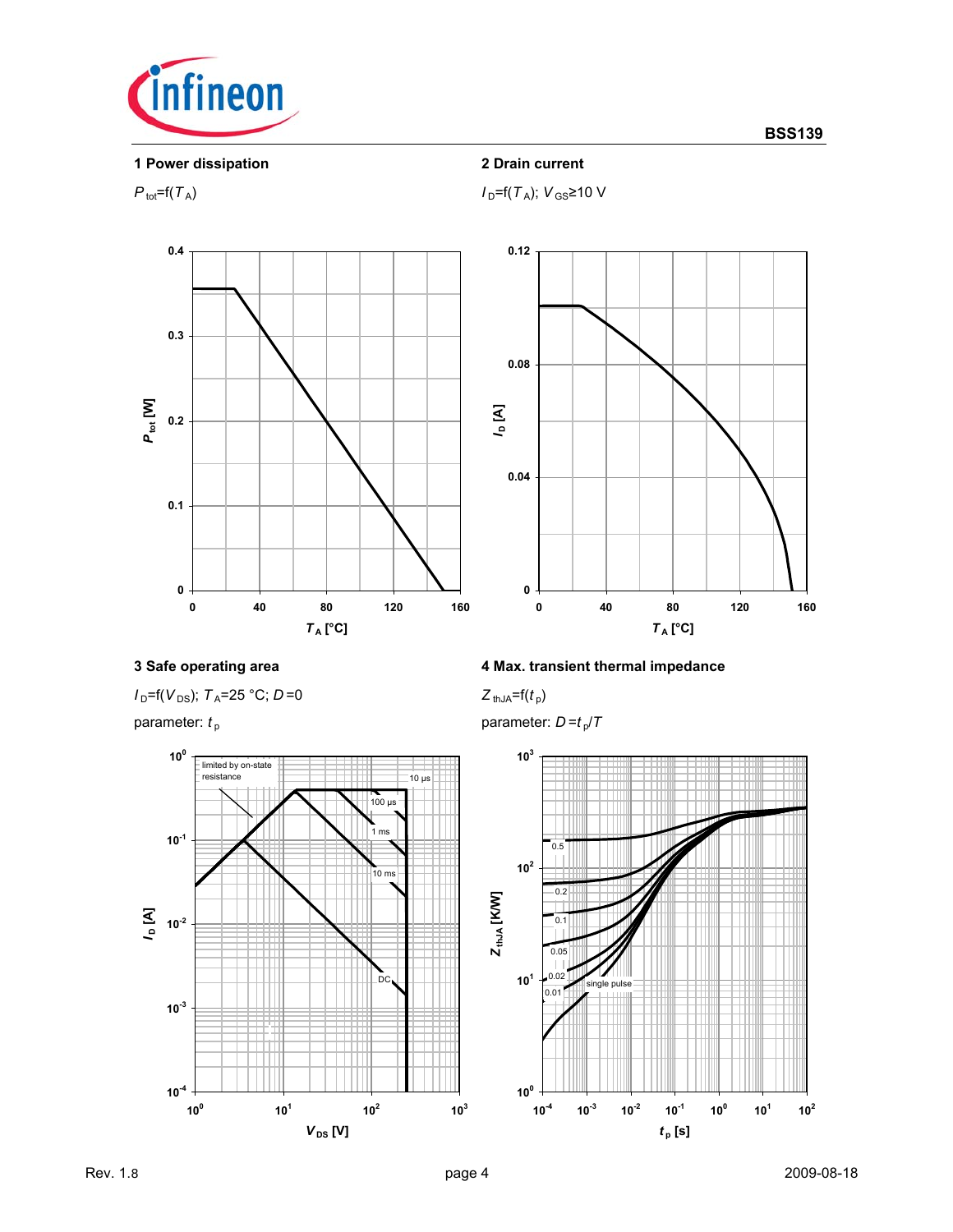### 1 Power dissipation

$P_{tot}$=f($T_A$)

### 2 Drain current

$I_D$=f($T_A$); $V_{GS}$≥10 V

### 3 Safe operating area

$I_D$=f($V_{DS}$); $T_A$=25 °C; $D$=0

parameter: $t_p$

### 4 Max. transient thermal impedance

$Z_{thJA}$=f($t_p$)

parameter: $D$=$t_p$/$T$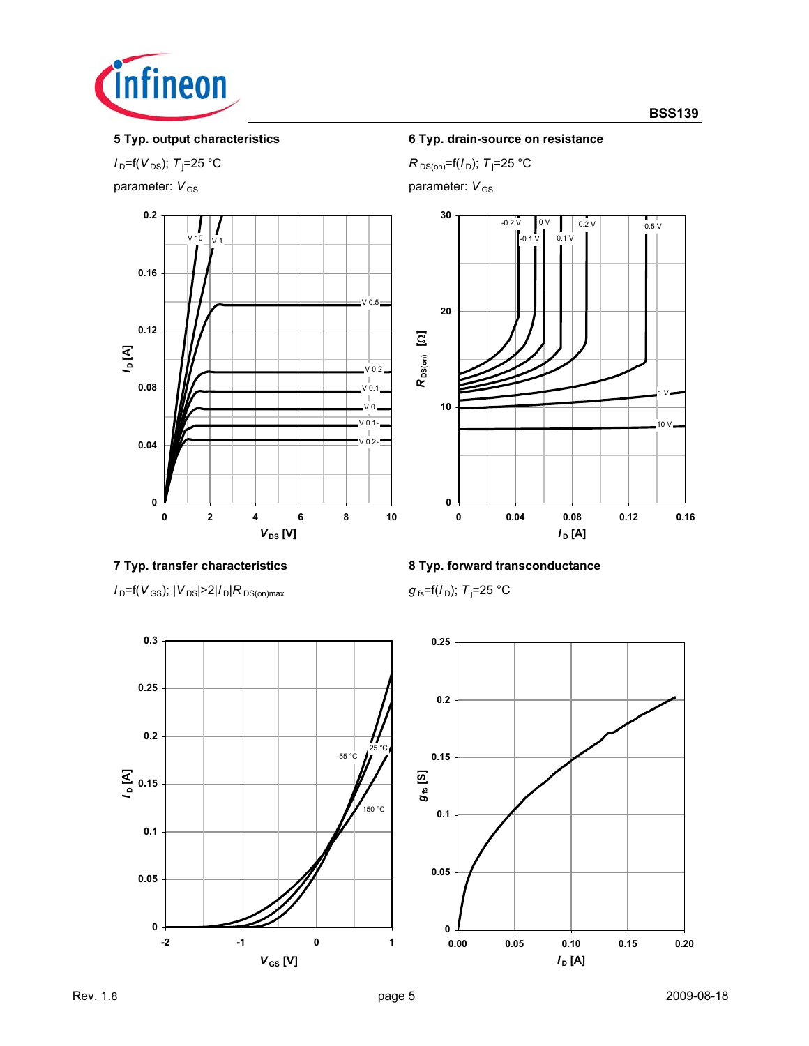## 5 Typ. output characteristics

$I_D$=f($V_{DS}$); $T_j$=25 °C

parameter: $V_{GS}$

## 6 Typ. drain-source on resistance

$R_{DS(on)}$=f($I_D$); $T_j$=25 °C

parameter: $V_{GS}$

## 7 Typ. transfer characteristics

$I_D$=f($V_{GS}$); $|V_{DS}|>2|I_D|R_{DS(on)max}$

## 8 Typ. forward transconductance

$g_{fs}$=f($I_D$); $T_j$=25 °C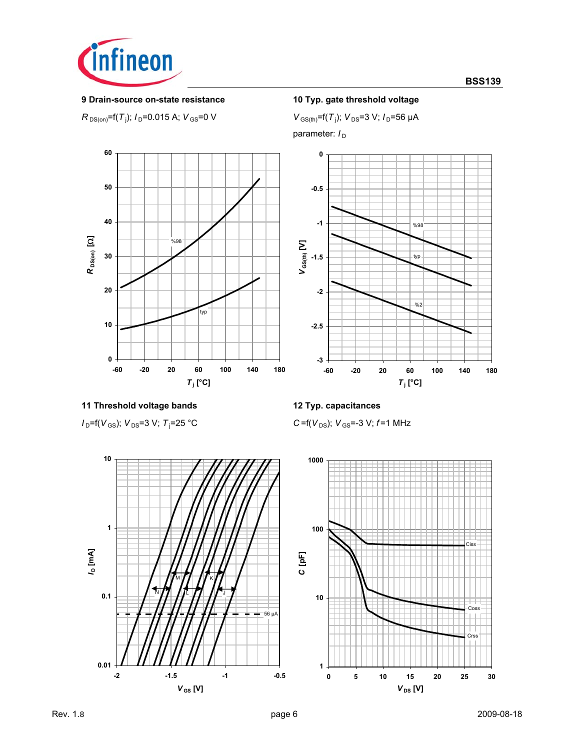### 9 Drain-source on-state resistance

$R_{DS(on)}$=f($T_j$); $I_D$=0.015 A; $V_{GS}$=0 V

### 10 Typ. gate threshold voltage

$V_{GS(th)}$=f($T_j$); $V_{DS}$=3 V; $I_D$=56 µA

parameter: $I_D$

### 11 Threshold voltage bands

$I_D$=f($V_{GS}$); $V_{DS}$=3 V; $T_j$=25 °C

### 12 Typ. capacitances

$C$=f($V_{DS}$); $V_{GS}$=-3 V; $f$=1 MHz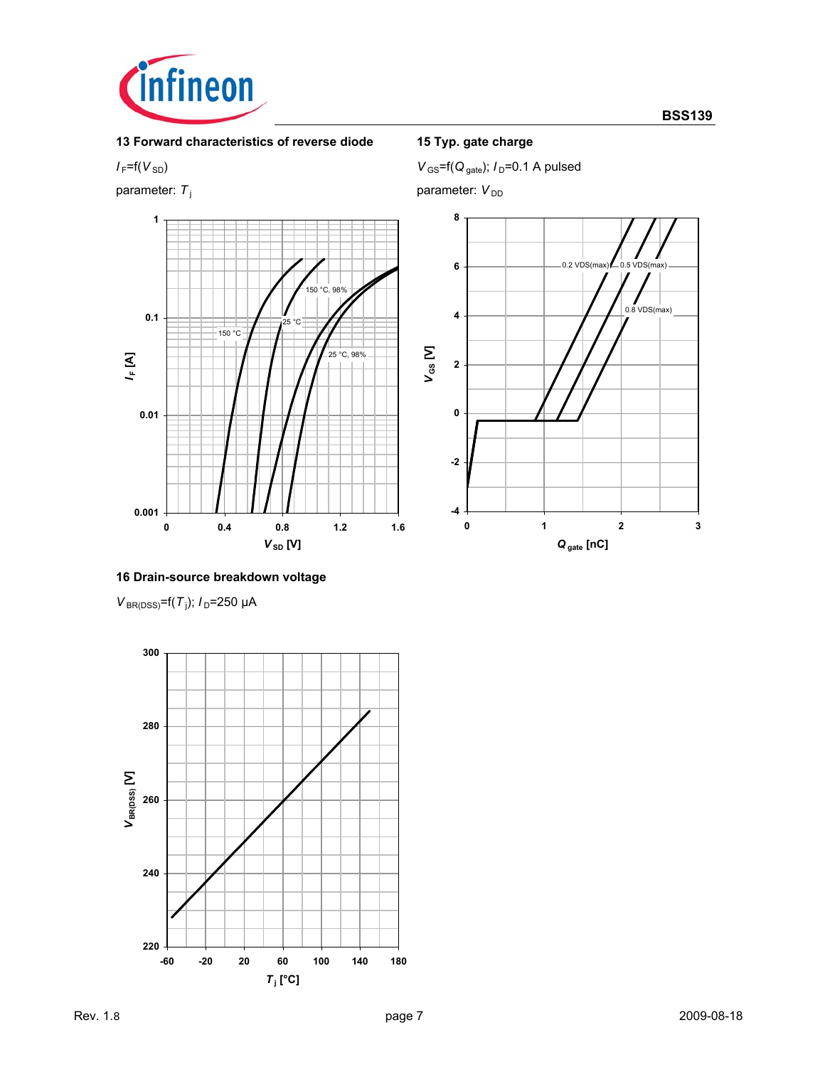### 13 Forward characteristics of reverse diode

$I_F = f(V_{SD})$

parameter: $T_j$

### 15 Typ. gate charge

$V_{GS} = f(Q_{gate})$; $I_D = 0.1$ A pulsed

parameter: $V_{DD}$

### 16 Drain-source breakdown voltage

$V_{BR(DSS)} = f(T_j)$; $I_D = 250$ µA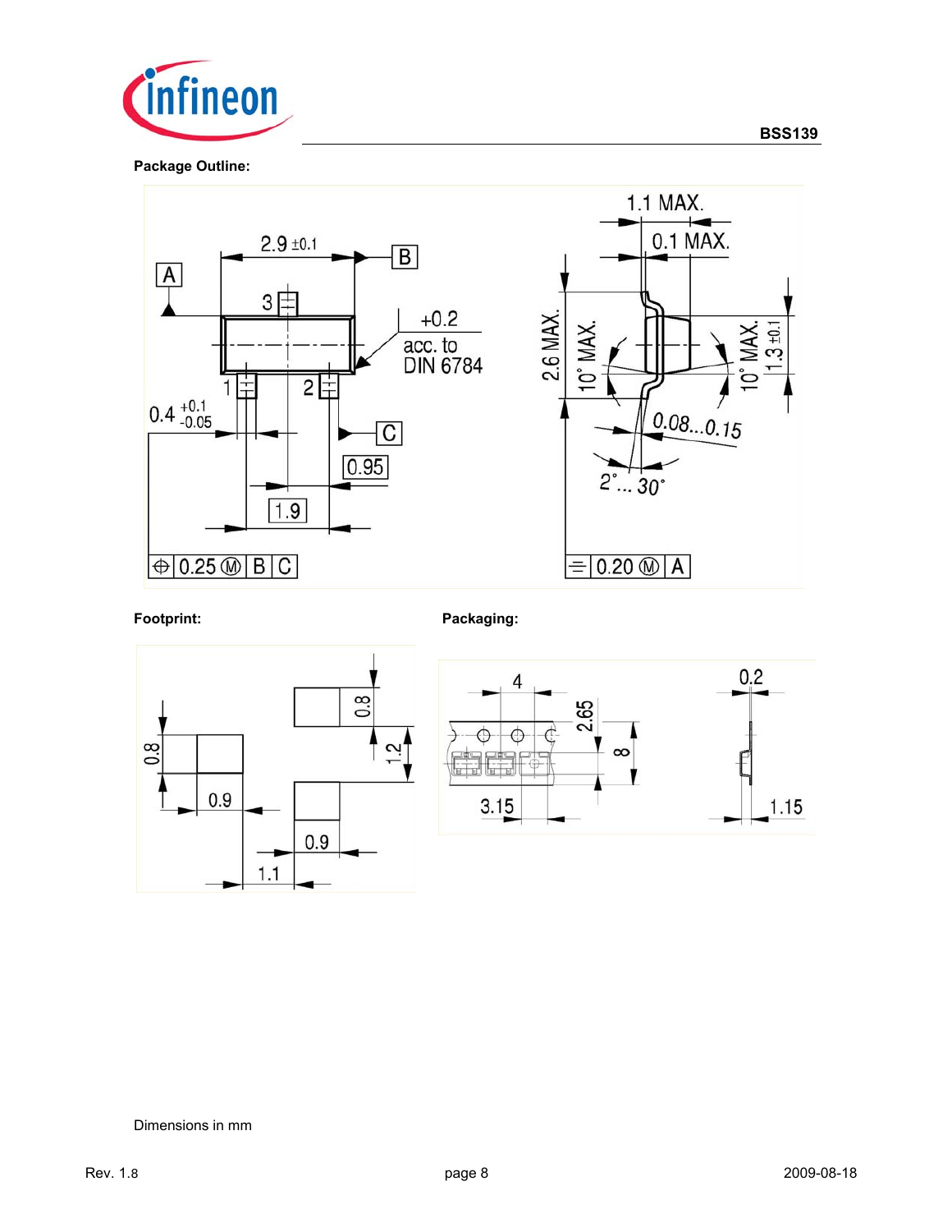**Package Outline:**

**Footprint:**

**Packaging:**

Dimensions in mm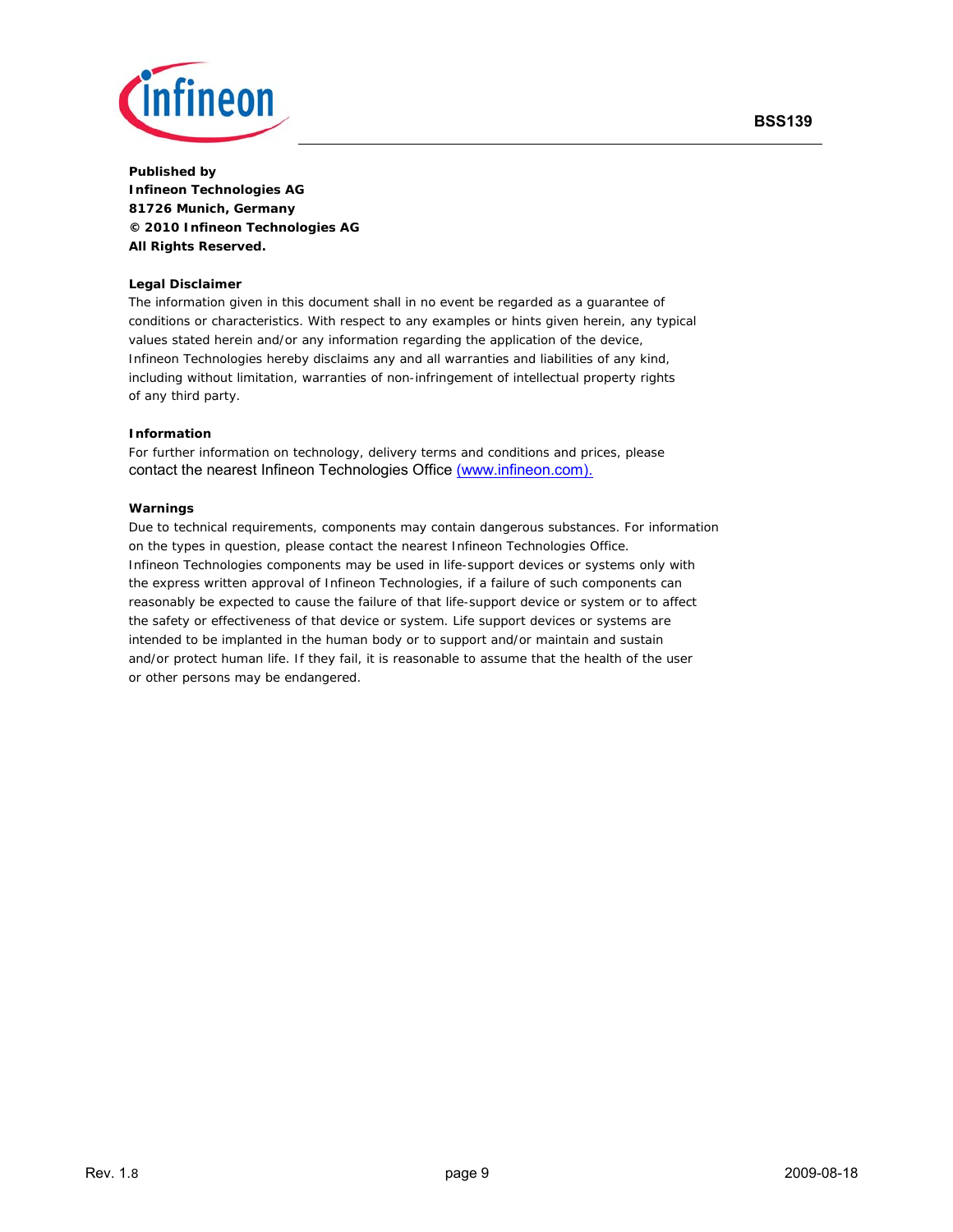**Published by**
**Infineon Technologies AG**
**81726 Munich, Germany**
**© 2010 Infineon Technologies AG**
**All Rights Reserved.**

**Legal Disclaimer**

The information given in this document shall in no event be regarded as a guarantee of conditions or characteristics. With respect to any examples or hints given herein, any typical values stated herein and/or any information regarding the application of the device, Infineon Technologies hereby disclaims any and all warranties and liabilities of any kind, including without limitation, warranties of non-infringement of intellectual property rights of any third party.

**Information**

For further information on technology, delivery terms and conditions and prices, please contact the nearest Infineon Technologies Office (www.infineon.com).

**Warnings**

Due to technical requirements, components may contain dangerous substances. For information on the types in question, please contact the nearest Infineon Technologies Office.
Infineon Technologies components may be used in life-support devices or systems only with the express written approval of Infineon Technologies, if a failure of such components can reasonably be expected to cause the failure of that life-support device or system or to affect the safety or effectiveness of that device or system. Life support devices or systems are intended to be implanted in the human body or to support and/or maintain and sustain and/or protect human life. If they fail, it is reasonable to assume that the health of the user or other persons may be endangered.